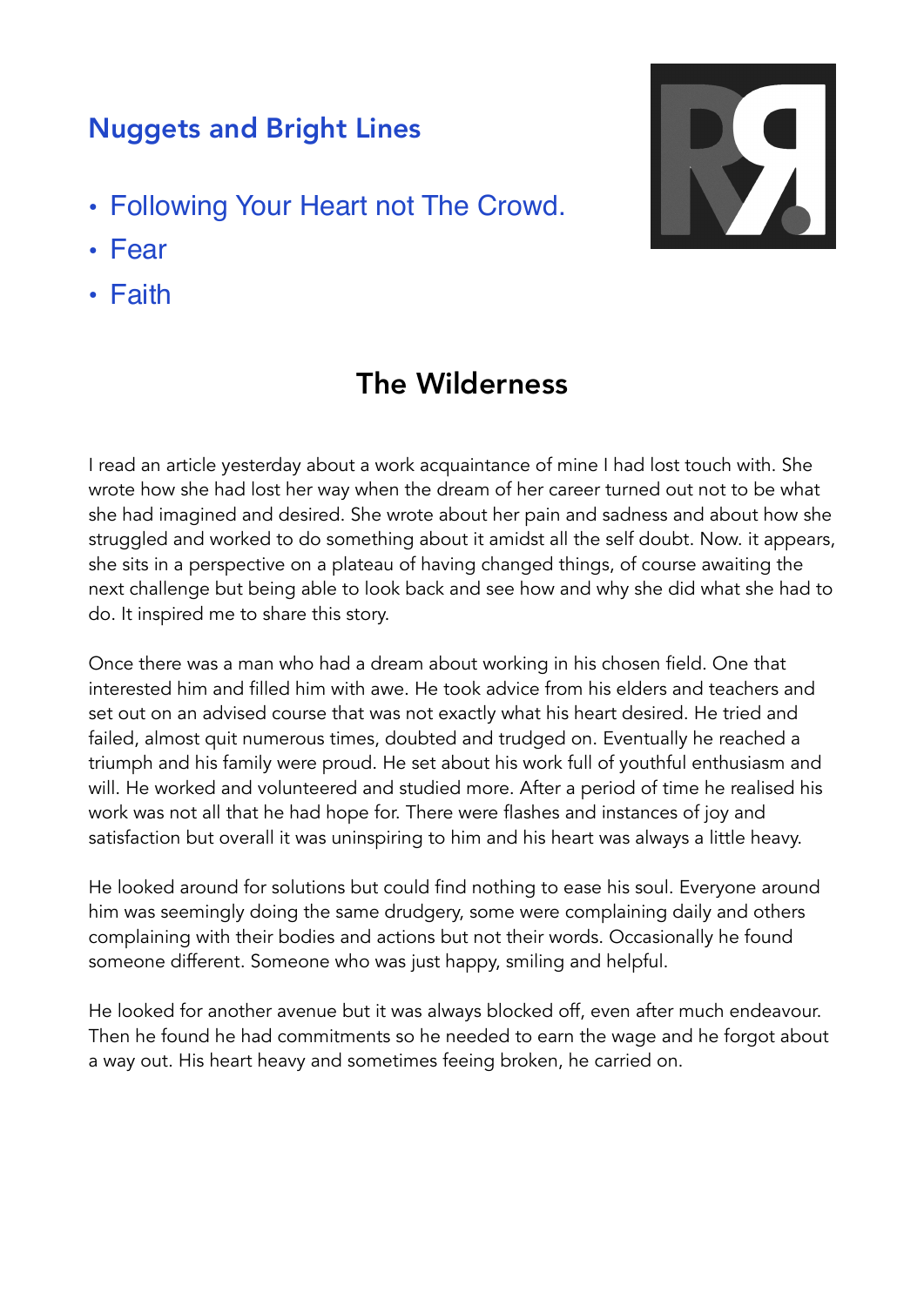## Nuggets and Bright Lines

- Following Your Heart not The Crowd.
- Fear
- Faith

# The Wilderness

I read an article yesterday about a work acquaintance of mine I had lost touch with. She wrote how she had lost her way when the dream of her career turned out not to be what she had imagined and desired. She wrote about her pain and sadness and about how she struggled and worked to do something about it amidst all the self doubt. Now. it appears, she sits in a perspective on a plateau of having changed things, of course awaiting the next challenge but being able to look back and see how and why she did what she had to do. It inspired me to share this story.

Once there was a man who had a dream about working in his chosen field. One that interested him and filled him with awe. He took advice from his elders and teachers and set out on an advised course that was not exactly what his heart desired. He tried and failed, almost quit numerous times, doubted and trudged on. Eventually he reached a triumph and his family were proud. He set about his work full of youthful enthusiasm and will. He worked and volunteered and studied more. After a period of time he realised his work was not all that he had hope for. There were flashes and instances of joy and satisfaction but overall it was uninspiring to him and his heart was always a little heavy.

He looked around for solutions but could find nothing to ease his soul. Everyone around him was seemingly doing the same drudgery, some were complaining daily and others complaining with their bodies and actions but not their words. Occasionally he found someone different. Someone who was just happy, smiling and helpful.

He looked for another avenue but it was always blocked off, even after much endeavour. Then he found he had commitments so he needed to earn the wage and he forgot about a way out. His heart heavy and sometimes feeing broken, he carried on.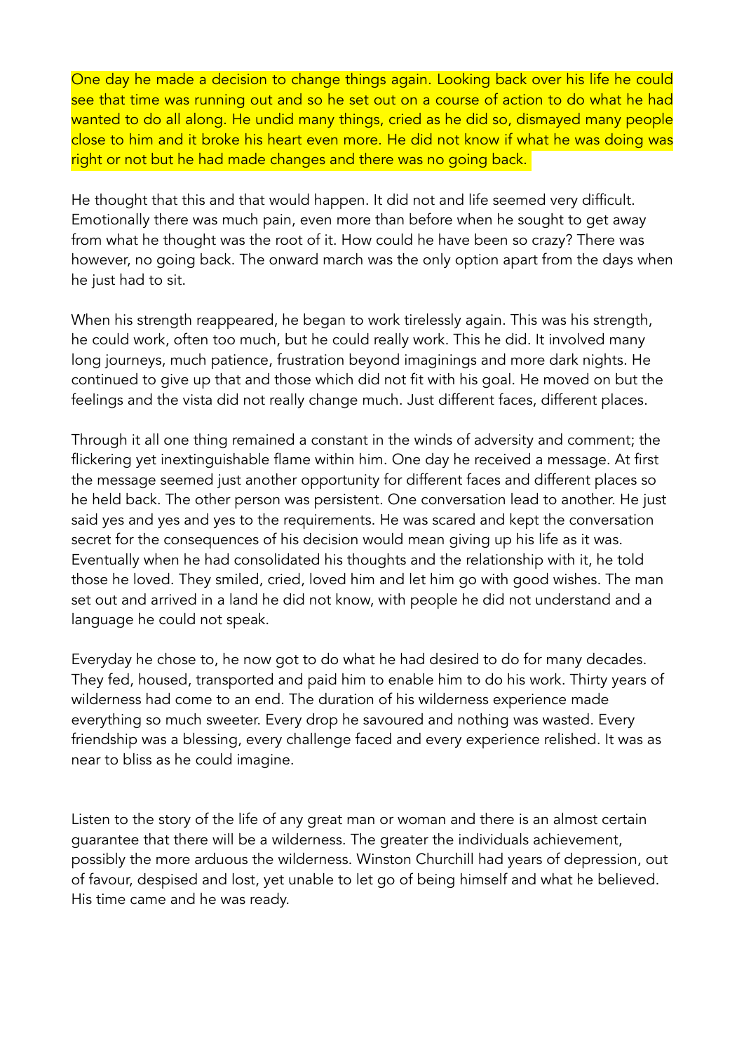One day he made a decision to change things again. Looking back over his life he could see that time was running out and so he set out on a course of action to do what he had wanted to do all along. He undid many things, cried as he did so, dismayed many people close to him and it broke his heart even more. He did not know if what he was doing was right or not but he had made changes and there was no going back.

He thought that this and that would happen. It did not and life seemed very difficult. Emotionally there was much pain, even more than before when he sought to get away from what he thought was the root of it. How could he have been so crazy? There was however, no going back. The onward march was the only option apart from the days when he just had to sit.

When his strength reappeared, he began to work tirelessly again. This was his strength, he could work, often too much, but he could really work. This he did. It involved many long journeys, much patience, frustration beyond imaginings and more dark nights. He continued to give up that and those which did not fit with his goal. He moved on but the feelings and the vista did not really change much. Just different faces, different places.

Through it all one thing remained a constant in the winds of adversity and comment; the flickering yet inextinguishable flame within him. One day he received a message. At first the message seemed just another opportunity for different faces and different places so he held back. The other person was persistent. One conversation lead to another. He just said yes and yes and yes to the requirements. He was scared and kept the conversation secret for the consequences of his decision would mean giving up his life as it was. Eventually when he had consolidated his thoughts and the relationship with it, he told those he loved. They smiled, cried, loved him and let him go with good wishes. The man set out and arrived in a land he did not know, with people he did not understand and a language he could not speak.

Everyday he chose to, he now got to do what he had desired to do for many decades. They fed, housed, transported and paid him to enable him to do his work. Thirty years of wilderness had come to an end. The duration of his wilderness experience made everything so much sweeter. Every drop he savoured and nothing was wasted. Every friendship was a blessing, every challenge faced and every experience relished. It was as near to bliss as he could imagine.

Listen to the story of the life of any great man or woman and there is an almost certain guarantee that there will be a wilderness. The greater the individuals achievement, possibly the more arduous the wilderness. Winston Churchill had years of depression, out of favour, despised and lost, yet unable to let go of being himself and what he believed. His time came and he was ready.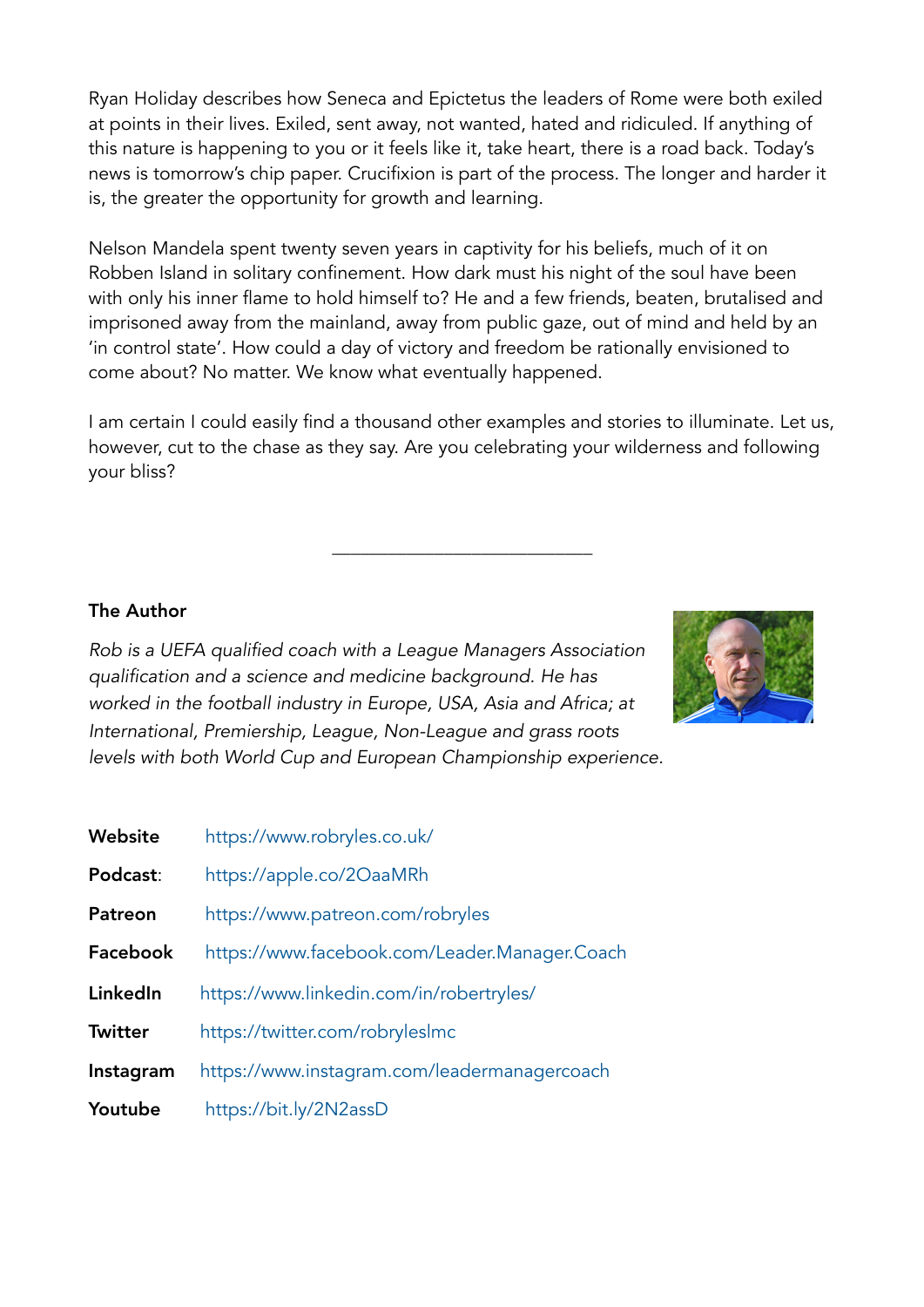Ryan Holiday describes how Seneca and Epictetus the leaders of Rome were both exiled at points in their lives. Exiled, sent away, not wanted, hated and ridiculed. If anything of this nature is happening to you or it feels like it, take heart, there is a road back. Today's news is tomorrow's chip paper. Crucifixion is part of the process. The longer and harder it is, the greater the opportunity for growth and learning.

Nelson Mandela spent twenty seven years in captivity for his beliefs, much of it on Robben Island in solitary confinement. How dark must his night of the soul have been with only his inner flame to hold himself to? He and a few friends, beaten, brutalised and imprisoned away from the mainland, away from public gaze, out of mind and held by an 'in control state'. How could a day of victory and freedom be rationally envisioned to come about? No matter. We know what eventually happened.

I am certain I could easily find a thousand other examples and stories to illuminate. Let us, however, cut to the chase as they say. Are you celebrating your wilderness and following your bliss?

---

**The Author**

*Rob is a UEFA qualified coach with a League Managers Association qualification and a science and medicine background. He has worked in the football industry in Europe, USA, Asia and Africa; at International, Premiership, League, Non-League and grass roots levels with both World Cup and European Championship experience.*

| | |
|---|---|
| **Website** | https://www.robryles.co.uk/ |
| **Podcast**: | https://apple.co/2OaaMRh |
| **Patreon** | https://www.patreon.com/robryles |
| **Facebook** | https://www.facebook.com/Leader.Manager.Coach |
| **LinkedIn** | https://www.linkedin.com/in/robertryles/ |
| **Twitter** | https://twitter.com/robryleslmc |
| **Instagram** | https://www.instagram.com/leadermanagercoach |
| **Youtube** | https://bit.ly/2N2assD |